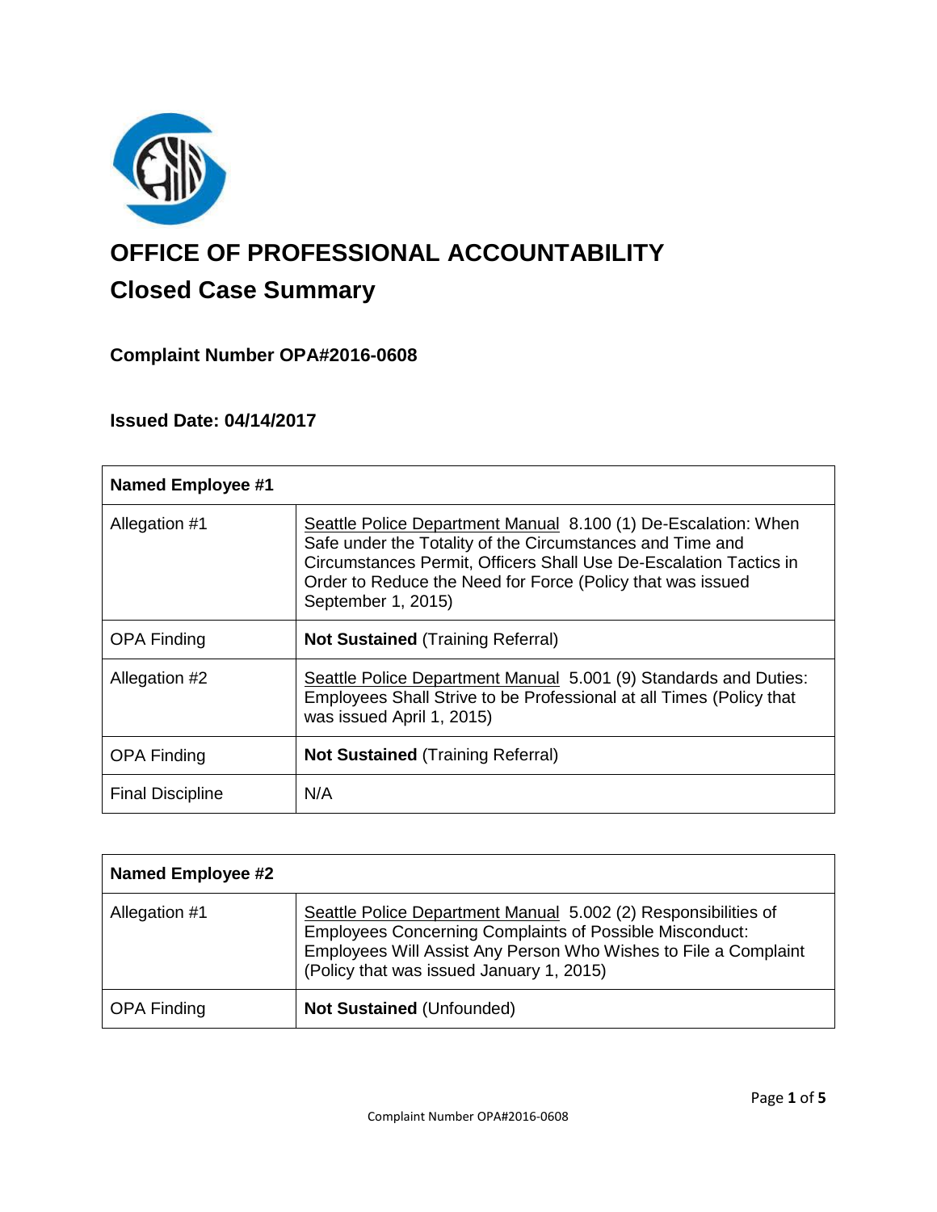# OFFICE OF PROFESSIONAL ACCOUNTABILITY

## Closed Case Summary

### Complaint Number OPA#2016-0608

### Issued Date: 04/14/2017

| **Named Employee #1** | |
|---|---|
| Allegation #1 | Seattle Police Department Manual 8.100 (1) De-Escalation: When Safe under the Totality of the Circumstances and Time and Circumstances Permit, Officers Shall Use De-Escalation Tactics in Order to Reduce the Need for Force (Policy that was issued September 1, 2015) |
| OPA Finding | **Not Sustained** (Training Referral) |
| Allegation #2 | Seattle Police Department Manual 5.001 (9) Standards and Duties: Employees Shall Strive to be Professional at all Times (Policy that was issued April 1, 2015) |
| OPA Finding | **Not Sustained** (Training Referral) |
| Final Discipline | N/A |

| **Named Employee #2** | |
|---|---|
| Allegation #1 | Seattle Police Department Manual 5.002 (2) Responsibilities of Employees Concerning Complaints of Possible Misconduct: Employees Will Assist Any Person Who Wishes to File a Complaint (Policy that was issued January 1, 2015) |
| OPA Finding | **Not Sustained** (Unfounded) |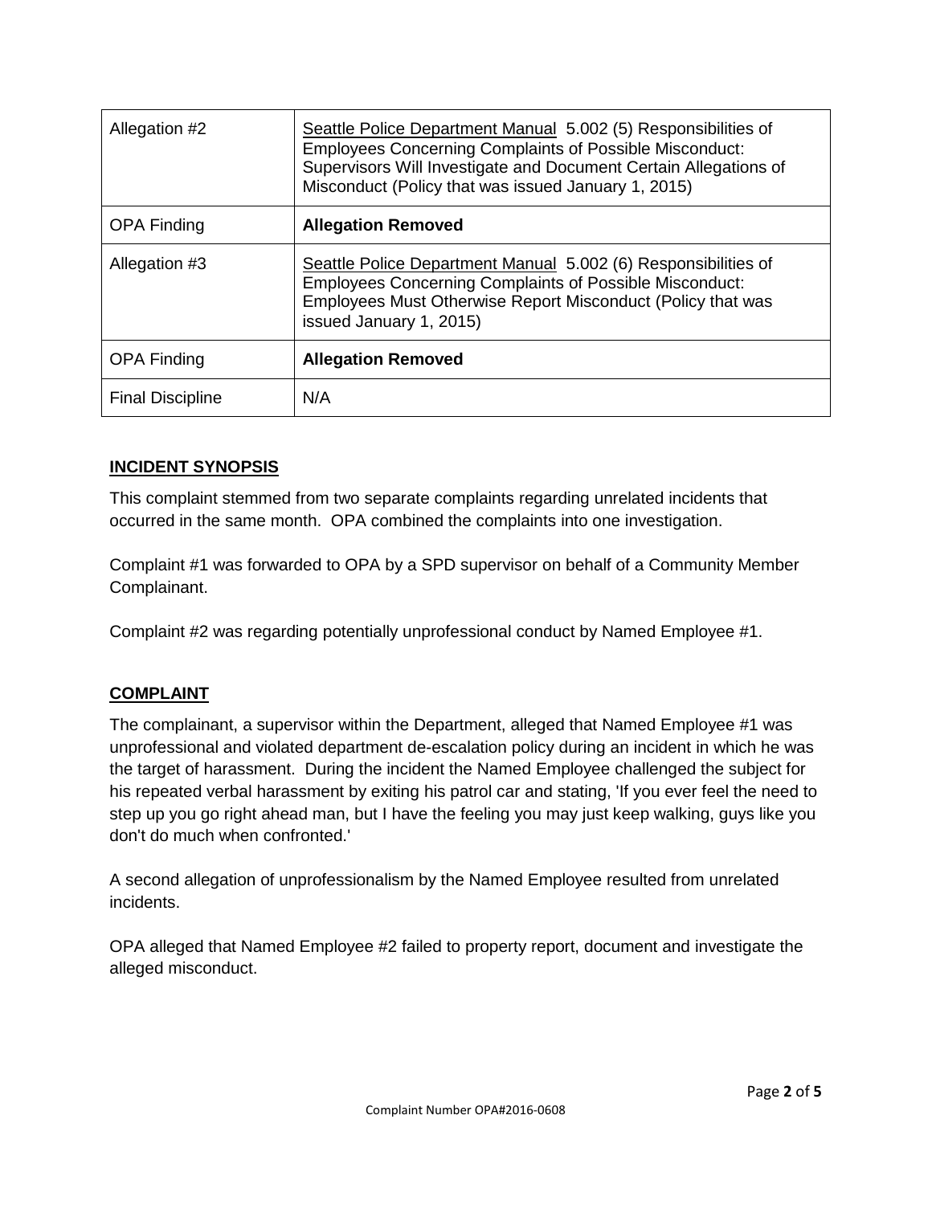| Allegation #2 | Seattle Police Department Manual 5.002 (5) Responsibilities of Employees Concerning Complaints of Possible Misconduct: Supervisors Will Investigate and Document Certain Allegations of Misconduct (Policy that was issued January 1, 2015) |
|---|---|
| OPA Finding | **Allegation Removed** |
| Allegation #3 | Seattle Police Department Manual 5.002 (6) Responsibilities of Employees Concerning Complaints of Possible Misconduct: Employees Must Otherwise Report Misconduct (Policy that was issued January 1, 2015) |
| OPA Finding | **Allegation Removed** |
| Final Discipline | N/A |

## INCIDENT SYNOPSIS

This complaint stemmed from two separate complaints regarding unrelated incidents that occurred in the same month. OPA combined the complaints into one investigation.

Complaint #1 was forwarded to OPA by a SPD supervisor on behalf of a Community Member Complainant.

Complaint #2 was regarding potentially unprofessional conduct by Named Employee #1.

## COMPLAINT

The complainant, a supervisor within the Department, alleged that Named Employee #1 was unprofessional and violated department de-escalation policy during an incident in which he was the target of harassment. During the incident the Named Employee challenged the subject for his repeated verbal harassment by exiting his patrol car and stating, 'If you ever feel the need to step up you go right ahead man, but I have the feeling you may just keep walking, guys like you don't do much when confronted.'

A second allegation of unprofessionalism by the Named Employee resulted from unrelated incidents.

OPA alleged that Named Employee #2 failed to property report, document and investigate the alleged misconduct.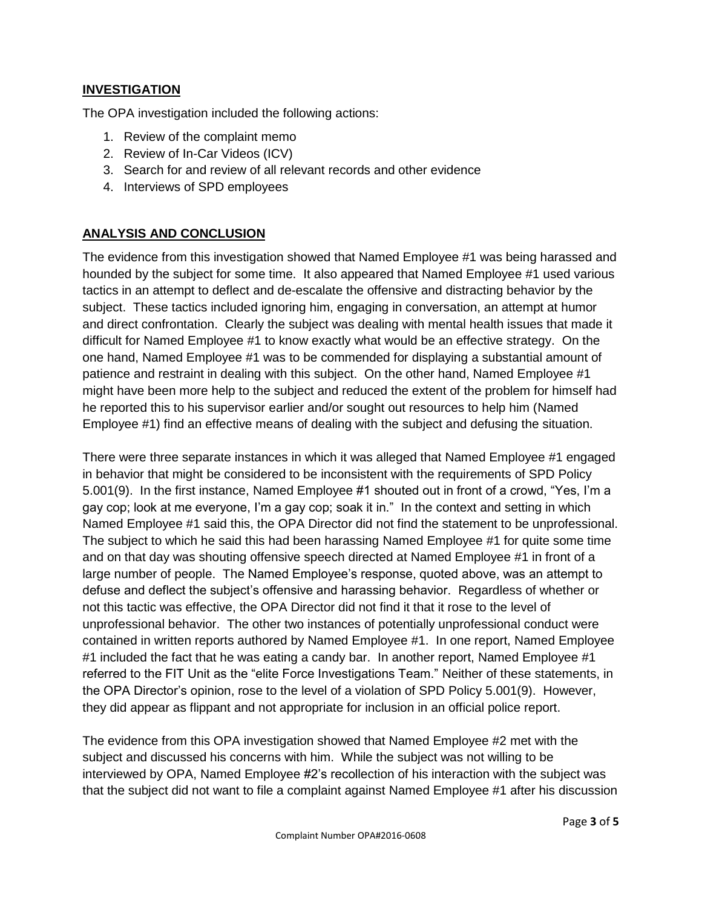## INVESTIGATION

The OPA investigation included the following actions:

1. Review of the complaint memo
2. Review of In-Car Videos (ICV)
3. Search for and review of all relevant records and other evidence
4. Interviews of SPD employees

## ANALYSIS AND CONCLUSION

The evidence from this investigation showed that Named Employee #1 was being harassed and hounded by the subject for some time. It also appeared that Named Employee #1 used various tactics in an attempt to deflect and de-escalate the offensive and distracting behavior by the subject. These tactics included ignoring him, engaging in conversation, an attempt at humor and direct confrontation. Clearly the subject was dealing with mental health issues that made it difficult for Named Employee #1 to know exactly what would be an effective strategy. On the one hand, Named Employee #1 was to be commended for displaying a substantial amount of patience and restraint in dealing with this subject. On the other hand, Named Employee #1 might have been more help to the subject and reduced the extent of the problem for himself had he reported this to his supervisor earlier and/or sought out resources to help him (Named Employee #1) find an effective means of dealing with the subject and defusing the situation.

There were three separate instances in which it was alleged that Named Employee #1 engaged in behavior that might be considered to be inconsistent with the requirements of SPD Policy 5.001(9). In the first instance, Named Employee #1 shouted out in front of a crowd, "Yes, I'm a gay cop; look at me everyone, I'm a gay cop; soak it in." In the context and setting in which Named Employee #1 said this, the OPA Director did not find the statement to be unprofessional. The subject to which he said this had been harassing Named Employee #1 for quite some time and on that day was shouting offensive speech directed at Named Employee #1 in front of a large number of people. The Named Employee's response, quoted above, was an attempt to defuse and deflect the subject's offensive and harassing behavior. Regardless of whether or not this tactic was effective, the OPA Director did not find it that it rose to the level of unprofessional behavior. The other two instances of potentially unprofessional conduct were contained in written reports authored by Named Employee #1. In one report, Named Employee #1 included the fact that he was eating a candy bar. In another report, Named Employee #1 referred to the FIT Unit as the "elite Force Investigations Team." Neither of these statements, in the OPA Director's opinion, rose to the level of a violation of SPD Policy 5.001(9). However, they did appear as flippant and not appropriate for inclusion in an official police report.

The evidence from this OPA investigation showed that Named Employee #2 met with the subject and discussed his concerns with him. While the subject was not willing to be interviewed by OPA, Named Employee #2's recollection of his interaction with the subject was that the subject did not want to file a complaint against Named Employee #1 after his discussion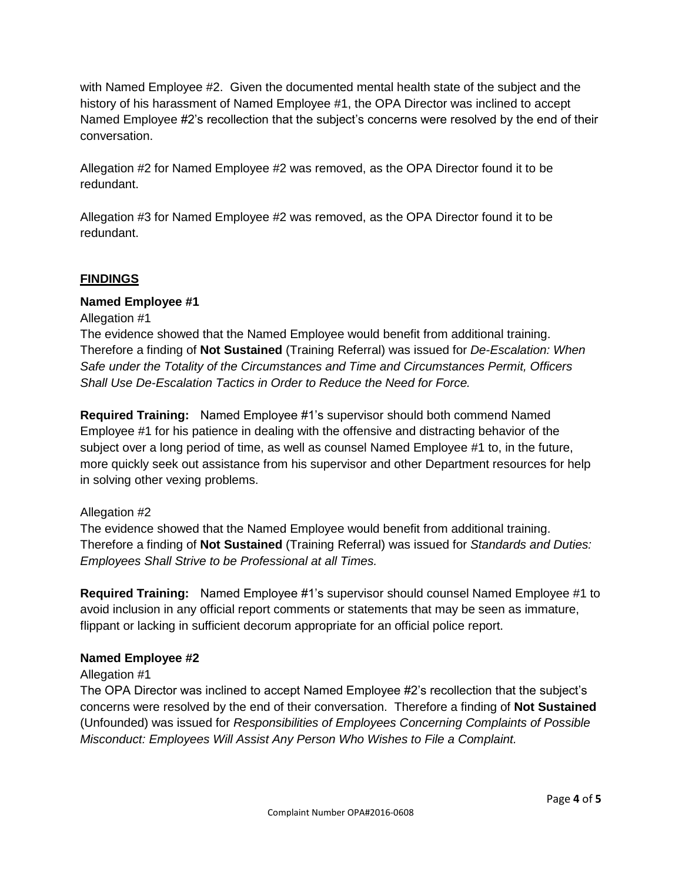with Named Employee #2. Given the documented mental health state of the subject and the history of his harassment of Named Employee #1, the OPA Director was inclined to accept Named Employee #2's recollection that the subject's concerns were resolved by the end of their conversation.

Allegation #2 for Named Employee #2 was removed, as the OPA Director found it to be redundant.

Allegation #3 for Named Employee #2 was removed, as the OPA Director found it to be redundant.

## FINDINGS

### Named Employee #1

Allegation #1
The evidence showed that the Named Employee would benefit from additional training. Therefore a finding of **Not Sustained** (Training Referral) was issued for *De-Escalation: When Safe under the Totality of the Circumstances and Time and Circumstances Permit, Officers Shall Use De-Escalation Tactics in Order to Reduce the Need for Force.*

**Required Training:** Named Employee #1's supervisor should both commend Named Employee #1 for his patience in dealing with the offensive and distracting behavior of the subject over a long period of time, as well as counsel Named Employee #1 to, in the future, more quickly seek out assistance from his supervisor and other Department resources for help in solving other vexing problems.

Allegation #2
The evidence showed that the Named Employee would benefit from additional training. Therefore a finding of **Not Sustained** (Training Referral) was issued for *Standards and Duties: Employees Shall Strive to be Professional at all Times.*

**Required Training:** Named Employee #1's supervisor should counsel Named Employee #1 to avoid inclusion in any official report comments or statements that may be seen as immature, flippant or lacking in sufficient decorum appropriate for an official police report.

### Named Employee #2

Allegation #1
The OPA Director was inclined to accept Named Employee #2's recollection that the subject's concerns were resolved by the end of their conversation. Therefore a finding of **Not Sustained** (Unfounded) was issued for *Responsibilities of Employees Concerning Complaints of Possible Misconduct: Employees Will Assist Any Person Who Wishes to File a Complaint.*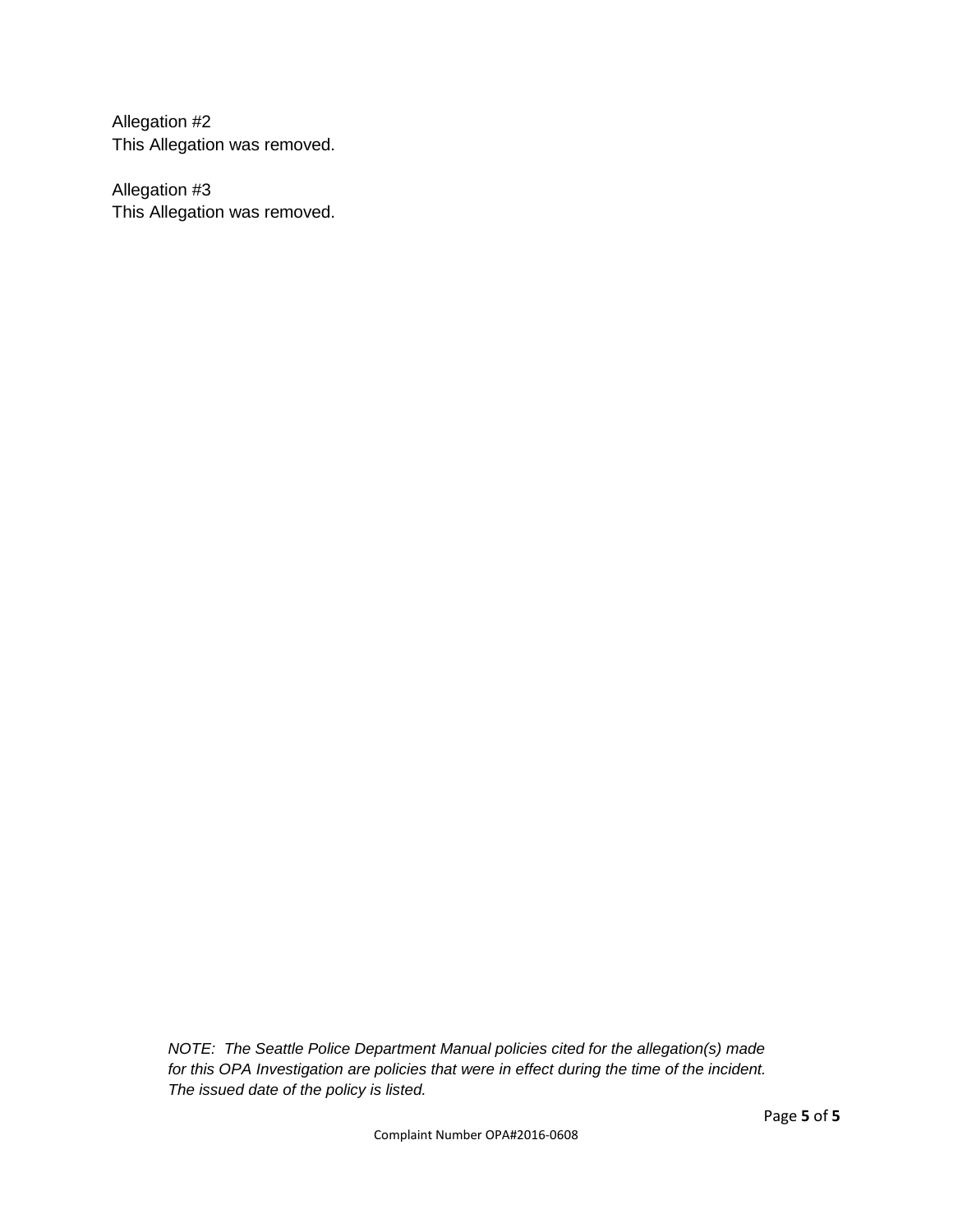Allegation #2
This Allegation was removed.

Allegation #3
This Allegation was removed.

*NOTE: The Seattle Police Department Manual policies cited for the allegation(s) made for this OPA Investigation are policies that were in effect during the time of the incident. The issued date of the policy is listed.*